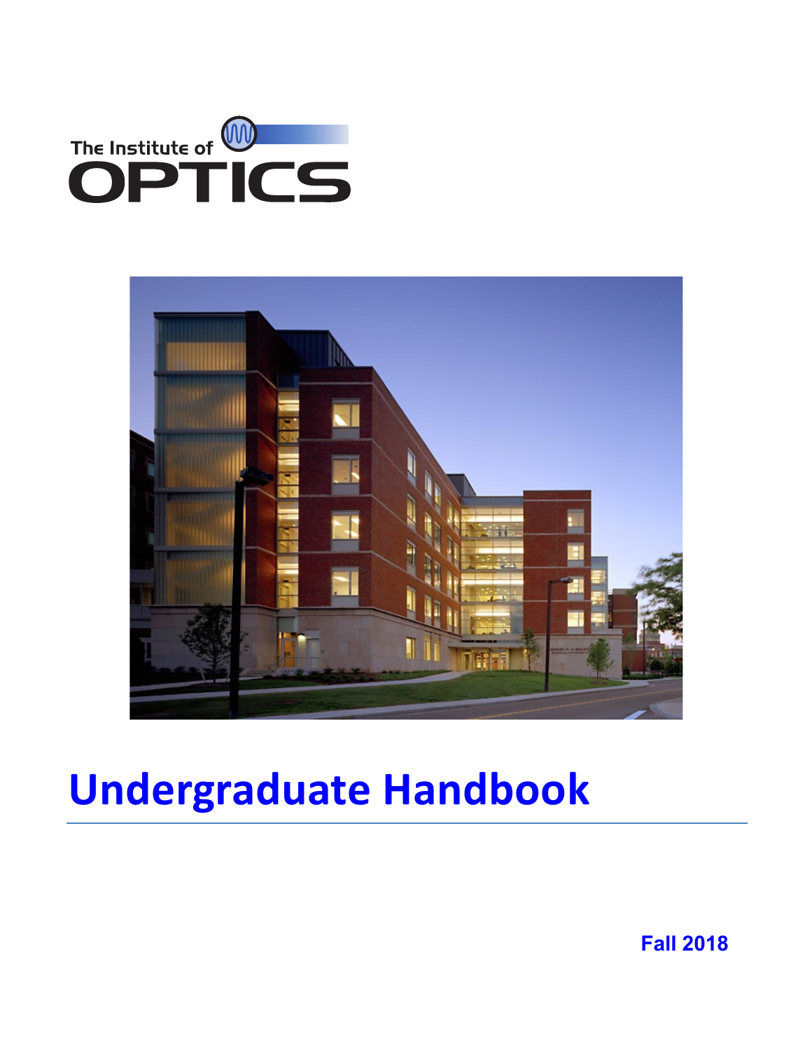The Institute of OPTICS

# Undergraduate Handbook

**Fall 2018**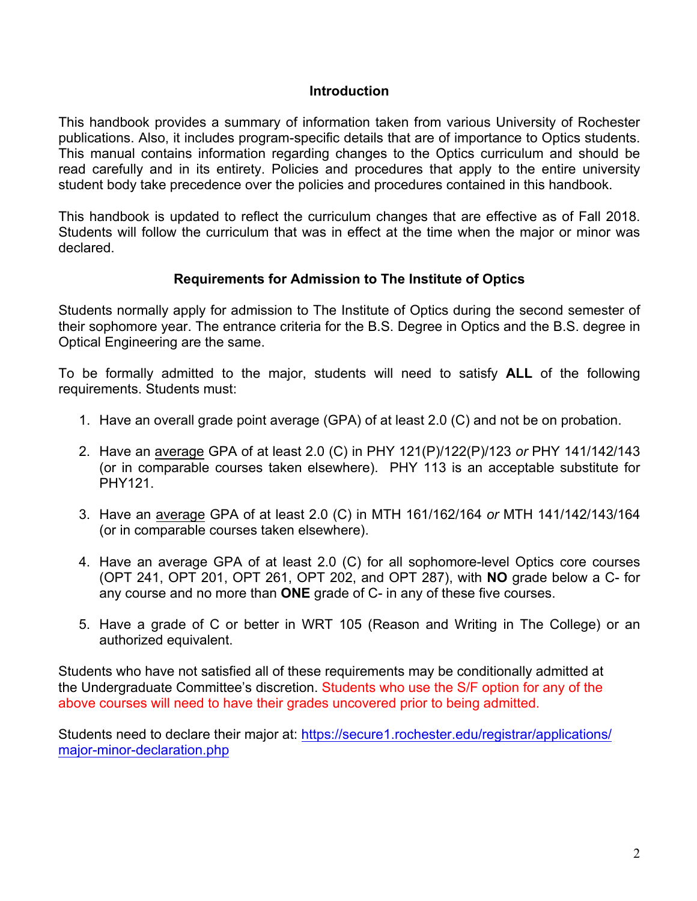## Introduction

This handbook provides a summary of information taken from various University of Rochester publications. Also, it includes program-specific details that are of importance to Optics students. This manual contains information regarding changes to the Optics curriculum and should be read carefully and in its entirety. Policies and procedures that apply to the entire university student body take precedence over the policies and procedures contained in this handbook.

This handbook is updated to reflect the curriculum changes that are effective as of Fall 2018. Students will follow the curriculum that was in effect at the time when the major or minor was declared.

## Requirements for Admission to The Institute of Optics

Students normally apply for admission to The Institute of Optics during the second semester of their sophomore year. The entrance criteria for the B.S. Degree in Optics and the B.S. degree in Optical Engineering are the same.

To be formally admitted to the major, students will need to satisfy **ALL** of the following requirements. Students must:

1. Have an overall grade point average (GPA) of at least 2.0 (C) and not be on probation.

2. Have an average GPA of at least 2.0 (C) in PHY 121(P)/122(P)/123 *or* PHY 141/142/143 (or in comparable courses taken elsewhere). PHY 113 is an acceptable substitute for PHY121.

3. Have an average GPA of at least 2.0 (C) in MTH 161/162/164 *or* MTH 141/142/143/164 (or in comparable courses taken elsewhere).

4. Have an average GPA of at least 2.0 (C) for all sophomore-level Optics core courses (OPT 241, OPT 201, OPT 261, OPT 202, and OPT 287), with **NO** grade below a C- for any course and no more than **ONE** grade of C- in any of these five courses.

5. Have a grade of C or better in WRT 105 (Reason and Writing in The College) or an authorized equivalent.

Students who have not satisfied all of these requirements may be conditionally admitted at the Undergraduate Committee's discretion. Students who use the S/F option for any of the above courses will need to have their grades uncovered prior to being admitted.

Students need to declare their major at: https://secure1.rochester.edu/registrar/applications/major-minor-declaration.php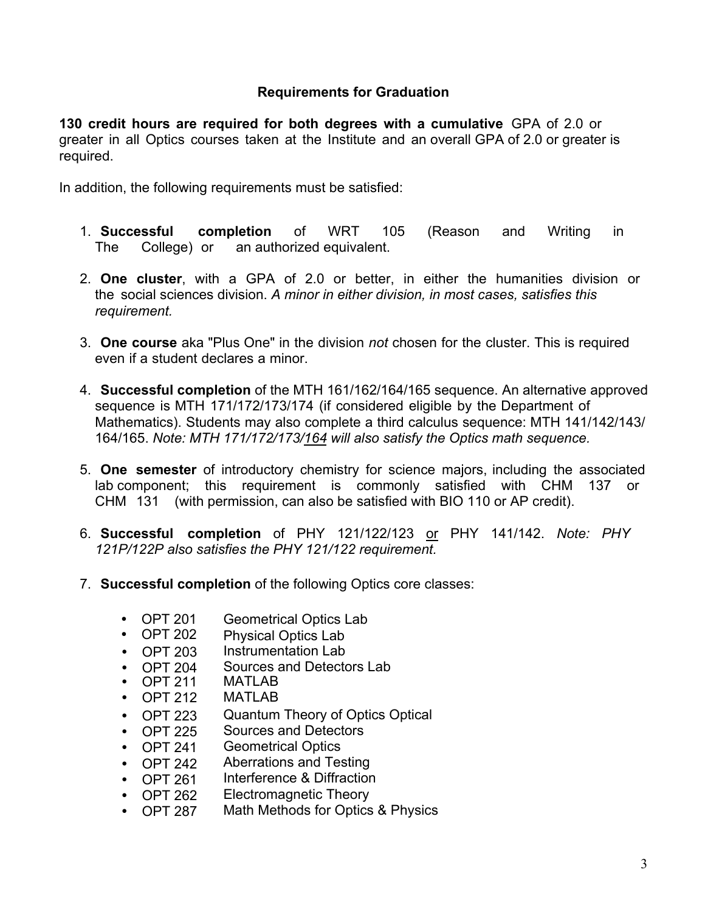## Requirements for Graduation

**130 credit hours are required for both degrees with a cumulative** GPA of 2.0 or greater in all Optics courses taken at the Institute and an overall GPA of 2.0 or greater is required.

In addition, the following requirements must be satisfied:

1. **Successful completion** of WRT 105 (Reason and Writing in The College) or an authorized equivalent.

2. **One cluster**, with a GPA of 2.0 or better, in either the humanities division or the social sciences division. *A minor in either division, in most cases, satisfies this requirement.*

3. **One course** aka "Plus One" in the division *not* chosen for the cluster. This is required even if a student declares a minor.

4. **Successful completion** of the MTH 161/162/164/165 sequence. An alternative approved sequence is MTH 171/172/173/174 (if considered eligible by the Department of Mathematics). Students may also complete a third calculus sequence: MTH 141/142/143/164/165. *Note: MTH 171/172/173/<u>164</u> will also satisfy the Optics math sequence.*

5. **One semester** of introductory chemistry for science majors, including the associated lab component; this requirement is commonly satisfied with CHM 137 or CHM 131 (with permission, can also be satisfied with BIO 110 or AP credit).

6. **Successful completion** of PHY 121/122/123 <u>or</u> PHY 141/142. *Note: PHY 121P/122P also satisfies the PHY 121/122 requirement.*

7. **Successful completion** of the following Optics core classes:

   - OPT 201 Geometrical Optics Lab
   - OPT 202 Physical Optics Lab
   - OPT 203 Instrumentation Lab
   - OPT 204 Sources and Detectors Lab
   - OPT 211 MATLAB
   - OPT 212 MATLAB
   - OPT 223 Quantum Theory of Optics Optical
   - OPT 225 Sources and Detectors
   - OPT 241 Geometrical Optics
   - OPT 242 Aberrations and Testing
   - OPT 261 Interference & Diffraction
   - OPT 262 Electromagnetic Theory
   - OPT 287 Math Methods for Optics & Physics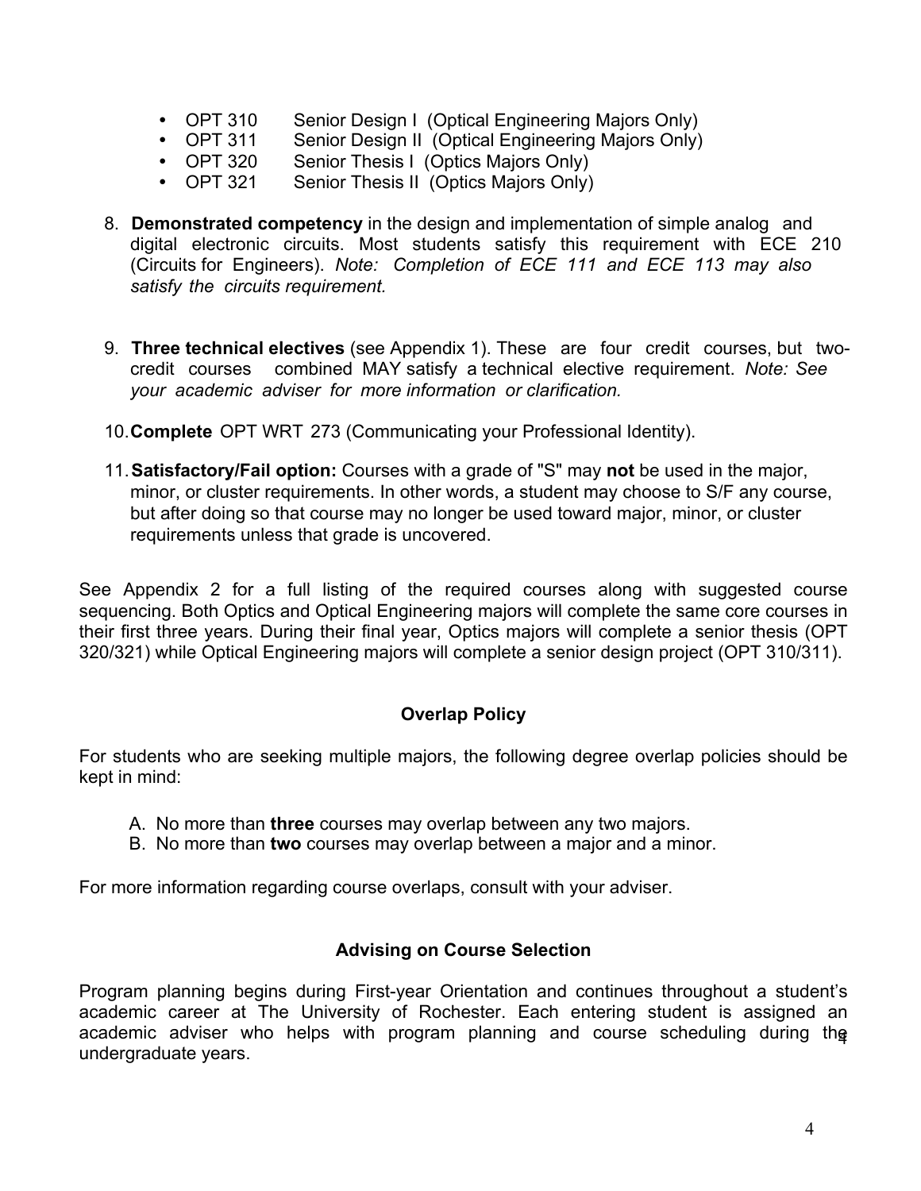- OPT 310 Senior Design I (Optical Engineering Majors Only)
- OPT 311 Senior Design II (Optical Engineering Majors Only)
- OPT 320 Senior Thesis I (Optics Majors Only)
- OPT 321 Senior Thesis II (Optics Majors Only)

8. **Demonstrated competency** in the design and implementation of simple analog and digital electronic circuits. Most students satisfy this requirement with ECE 210 (Circuits for Engineers). *Note: Completion of ECE 111 and ECE 113 may also satisfy the circuits requirement.*

9. **Three technical electives** (see Appendix 1). These are four credit courses, but two-credit courses combined MAY satisfy a technical elective requirement. *Note: See your academic adviser for more information or clarification.*

10. **Complete** OPT WRT 273 (Communicating your Professional Identity).

11. **Satisfactory/Fail option:** Courses with a grade of "S" may **not** be used in the major, minor, or cluster requirements. In other words, a student may choose to S/F any course, but after doing so that course may no longer be used toward major, minor, or cluster requirements unless that grade is uncovered.

See Appendix 2 for a full listing of the required courses along with suggested course sequencing. Both Optics and Optical Engineering majors will complete the same core courses in their first three years. During their final year, Optics majors will complete a senior thesis (OPT 320/321) while Optical Engineering majors will complete a senior design project (OPT 310/311).

## Overlap Policy

For students who are seeking multiple majors, the following degree overlap policies should be kept in mind:

A. No more than **three** courses may overlap between any two majors.
B. No more than **two** courses may overlap between a major and a minor.

For more information regarding course overlaps, consult with your adviser.

## Advising on Course Selection

Program planning begins during First-year Orientation and continues throughout a student's academic career at The University of Rochester. Each entering student is assigned an academic adviser who helps with program planning and course scheduling during the undergraduate years.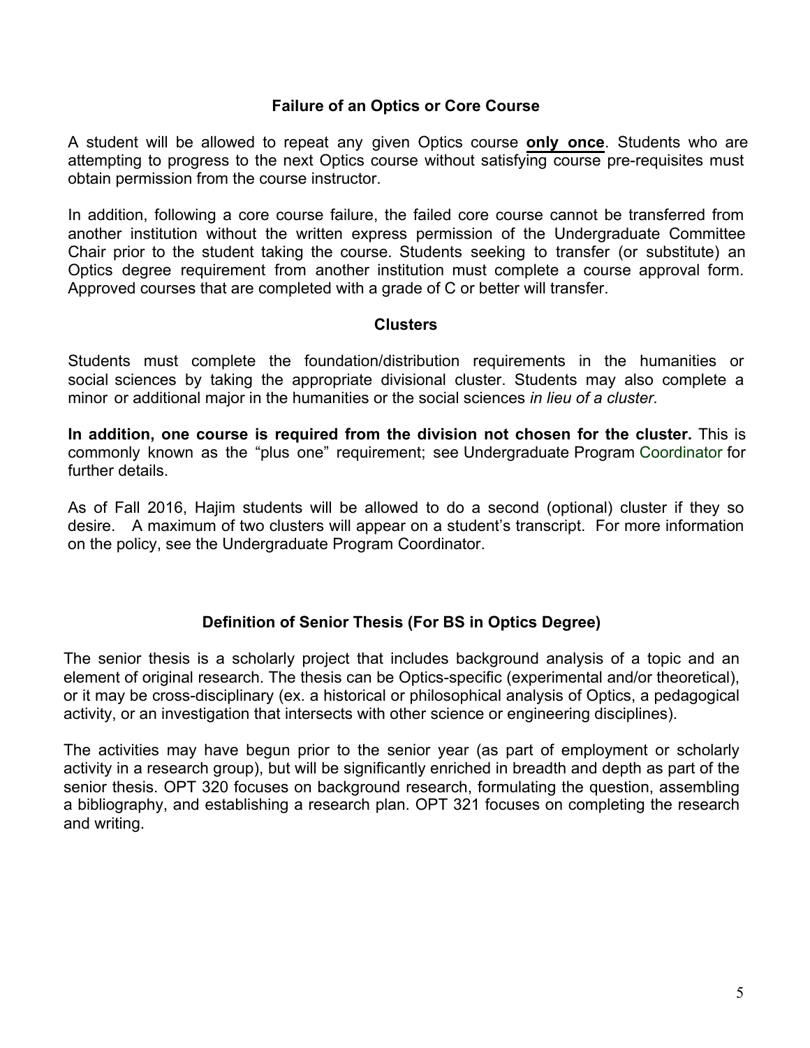## Failure of an Optics or Core Course

A student will be allowed to repeat any given Optics course **only once**. Students who are attempting to progress to the next Optics course without satisfying course pre-requisites must obtain permission from the course instructor.

In addition, following a core course failure, the failed core course cannot be transferred from another institution without the written express permission of the Undergraduate Committee Chair prior to the student taking the course. Students seeking to transfer (or substitute) an Optics degree requirement from another institution must complete a course approval form. Approved courses that are completed with a grade of C or better will transfer.

## Clusters

Students must complete the foundation/distribution requirements in the humanities or social sciences by taking the appropriate divisional cluster. Students may also complete a minor or additional major in the humanities or the social sciences *in lieu of a cluster.*

**In addition, one course is required from the division not chosen for the cluster.** This is commonly known as the "plus one" requirement; see Undergraduate Program Coordinator for further details.

As of Fall 2016, Hajim students will be allowed to do a second (optional) cluster if they so desire. A maximum of two clusters will appear on a student's transcript. For more information on the policy, see the Undergraduate Program Coordinator.

## Definition of Senior Thesis (For BS in Optics Degree)

The senior thesis is a scholarly project that includes background analysis of a topic and an element of original research. The thesis can be Optics-specific (experimental and/or theoretical), or it may be cross-disciplinary (ex. a historical or philosophical analysis of Optics, a pedagogical activity, or an investigation that intersects with other science or engineering disciplines).

The activities may have begun prior to the senior year (as part of employment or scholarly activity in a research group), but will be significantly enriched in breadth and depth as part of the senior thesis. OPT 320 focuses on background research, formulating the question, assembling a bibliography, and establishing a research plan. OPT 321 focuses on completing the research and writing.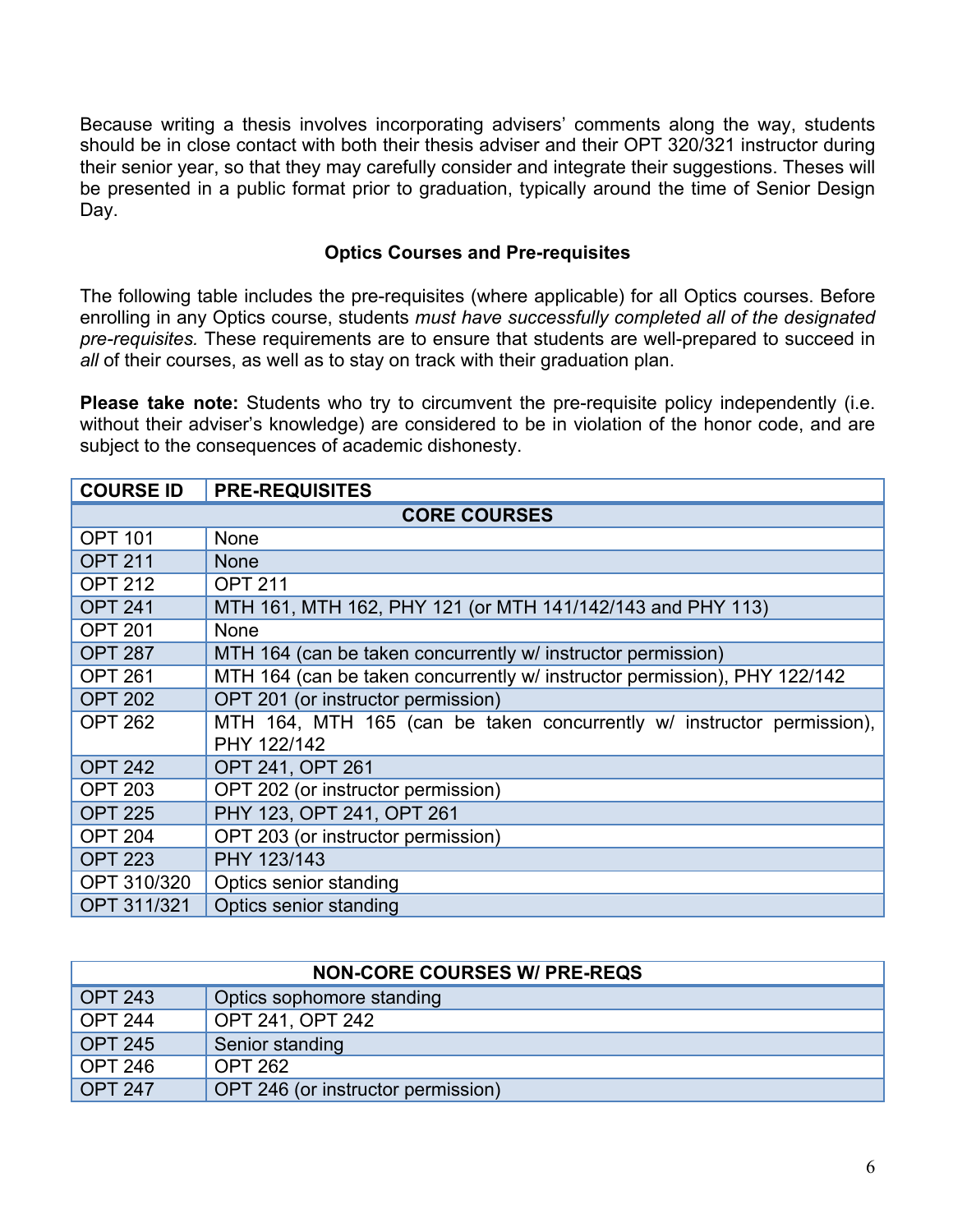Because writing a thesis involves incorporating advisers' comments along the way, students should be in close contact with both their thesis adviser and their OPT 320/321 instructor during their senior year, so that they may carefully consider and integrate their suggestions. Theses will be presented in a public format prior to graduation, typically around the time of Senior Design Day.

### Optics Courses and Pre-requisites

The following table includes the pre-requisites (where applicable) for all Optics courses. Before enrolling in any Optics course, students *must have successfully completed all of the designated pre-requisites.* These requirements are to ensure that students are well-prepared to succeed in *all* of their courses, as well as to stay on track with their graduation plan.

**Please take note:** Students who try to circumvent the pre-requisite policy independently (i.e. without their adviser's knowledge) are considered to be in violation of the honor code, and are subject to the consequences of academic dishonesty.

| COURSE ID | PRE-REQUISITES |
|---|---|
| **CORE COURSES** | |
| OPT 101 | None |
| OPT 211 | None |
| OPT 212 | OPT 211 |
| OPT 241 | MTH 161, MTH 162, PHY 121 (or MTH 141/142/143 and PHY 113) |
| OPT 201 | None |
| OPT 287 | MTH 164 (can be taken concurrently w/ instructor permission) |
| OPT 261 | MTH 164 (can be taken concurrently w/ instructor permission), PHY 122/142 |
| OPT 202 | OPT 201 (or instructor permission) |
| OPT 262 | MTH 164, MTH 165 (can be taken concurrently w/ instructor permission), PHY 122/142 |
| OPT 242 | OPT 241, OPT 261 |
| OPT 203 | OPT 202 (or instructor permission) |
| OPT 225 | PHY 123, OPT 241, OPT 261 |
| OPT 204 | OPT 203 (or instructor permission) |
| OPT 223 | PHY 123/143 |
| OPT 310/320 | Optics senior standing |
| OPT 311/321 | Optics senior standing |

| NON-CORE COURSES W/ PRE-REQS | |
|---|---|
| OPT 243 | Optics sophomore standing |
| OPT 244 | OPT 241, OPT 242 |
| OPT 245 | Senior standing |
| OPT 246 | OPT 262 |
| OPT 247 | OPT 246 (or instructor permission) |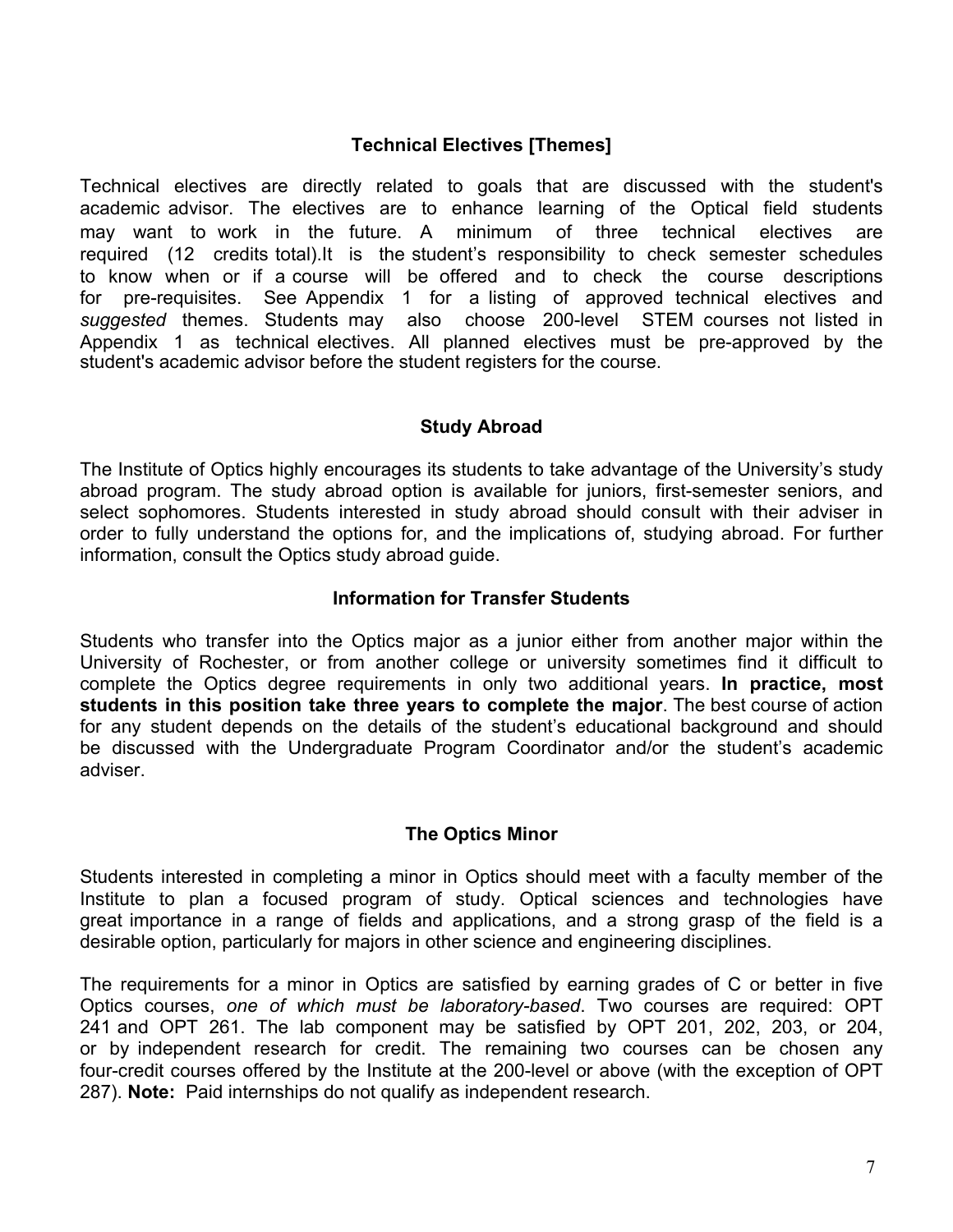## Technical Electives [Themes]

Technical electives are directly related to goals that are discussed with the student's academic advisor. The electives are to enhance learning of the Optical field students may want to work in the future. A minimum of three technical electives are required (12 credits total).It is the student's responsibility to check semester schedules to know when or if a course will be offered and to check the course descriptions for pre-requisites. See Appendix 1 for a listing of approved technical electives and *suggested* themes. Students may also choose 200-level STEM courses not listed in Appendix 1 as technical electives. All planned electives must be pre-approved by the student's academic advisor before the student registers for the course.

## Study Abroad

The Institute of Optics highly encourages its students to take advantage of the University's study abroad program. The study abroad option is available for juniors, first-semester seniors, and select sophomores. Students interested in study abroad should consult with their adviser in order to fully understand the options for, and the implications of, studying abroad. For further information, consult the Optics study abroad guide.

## Information for Transfer Students

Students who transfer into the Optics major as a junior either from another major within the University of Rochester, or from another college or university sometimes find it difficult to complete the Optics degree requirements in only two additional years. **In practice, most students in this position take three years to complete the major**. The best course of action for any student depends on the details of the student's educational background and should be discussed with the Undergraduate Program Coordinator and/or the student's academic adviser.

## The Optics Minor

Students interested in completing a minor in Optics should meet with a faculty member of the Institute to plan a focused program of study. Optical sciences and technologies have great importance in a range of fields and applications, and a strong grasp of the field is a desirable option, particularly for majors in other science and engineering disciplines.

The requirements for a minor in Optics are satisfied by earning grades of C or better in five Optics courses, *one of which must be laboratory-based*. Two courses are required: OPT 241 and OPT 261. The lab component may be satisfied by OPT 201, 202, 203, or 204, or by independent research for credit. The remaining two courses can be chosen any four-credit courses offered by the Institute at the 200-level or above (with the exception of OPT 287). **Note:** Paid internships do not qualify as independent research.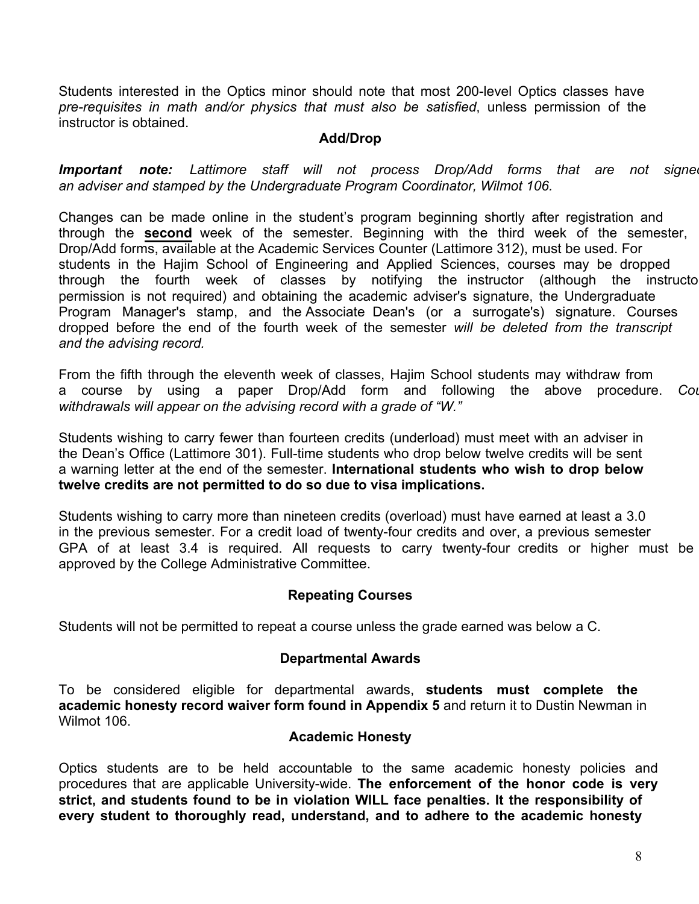Students interested in the Optics minor should note that most 200-level Optics classes have *pre-requisites in math and/or physics that must also be satisfied*, unless permission of the instructor is obtained.

## Add/Drop

***Important note:*** *Lattimore staff will not process Drop/Add forms that are not signed an adviser and stamped by the Undergraduate Program Coordinator, Wilmot 106.*

Changes can be made online in the student's program beginning shortly after registration and through the **second** week of the semester. Beginning with the third week of the semester, Drop/Add forms, available at the Academic Services Counter (Lattimore 312), must be used. For students in the Hajim School of Engineering and Applied Sciences, courses may be dropped through the fourth week of classes by notifying the instructor (although the instructor permission is not required) and obtaining the academic adviser's signature, the Undergraduate Program Manager's stamp, and the Associate Dean's (or a surrogate's) signature. Courses dropped before the end of the fourth week of the semester *will be deleted from the transcript and the advising record.*

From the fifth through the eleventh week of classes, Hajim School students may withdraw from a course by using a paper Drop/Add form and following the above procedure. *Course withdrawals will appear on the advising record with a grade of "W."*

Students wishing to carry fewer than fourteen credits (underload) must meet with an adviser in the Dean's Office (Lattimore 301). Full-time students who drop below twelve credits will be sent a warning letter at the end of the semester. **International students who wish to drop below twelve credits are not permitted to do so due to visa implications.**

Students wishing to carry more than nineteen credits (overload) must have earned at least a 3.0 in the previous semester. For a credit load of twenty-four credits and over, a previous semester GPA of at least 3.4 is required. All requests to carry twenty-four credits or higher must be approved by the College Administrative Committee.

## Repeating Courses

Students will not be permitted to repeat a course unless the grade earned was below a C.

## Departmental Awards

To be considered eligible for departmental awards, **students must complete the academic honesty record waiver form found in Appendix 5** and return it to Dustin Newman in Wilmot 106.

## Academic Honesty

Optics students are to be held accountable to the same academic honesty policies and procedures that are applicable University-wide. **The enforcement of the honor code is very strict, and students found to be in violation WILL face penalties. It the responsibility of every student to thoroughly read, understand, and to adhere to the academic honesty**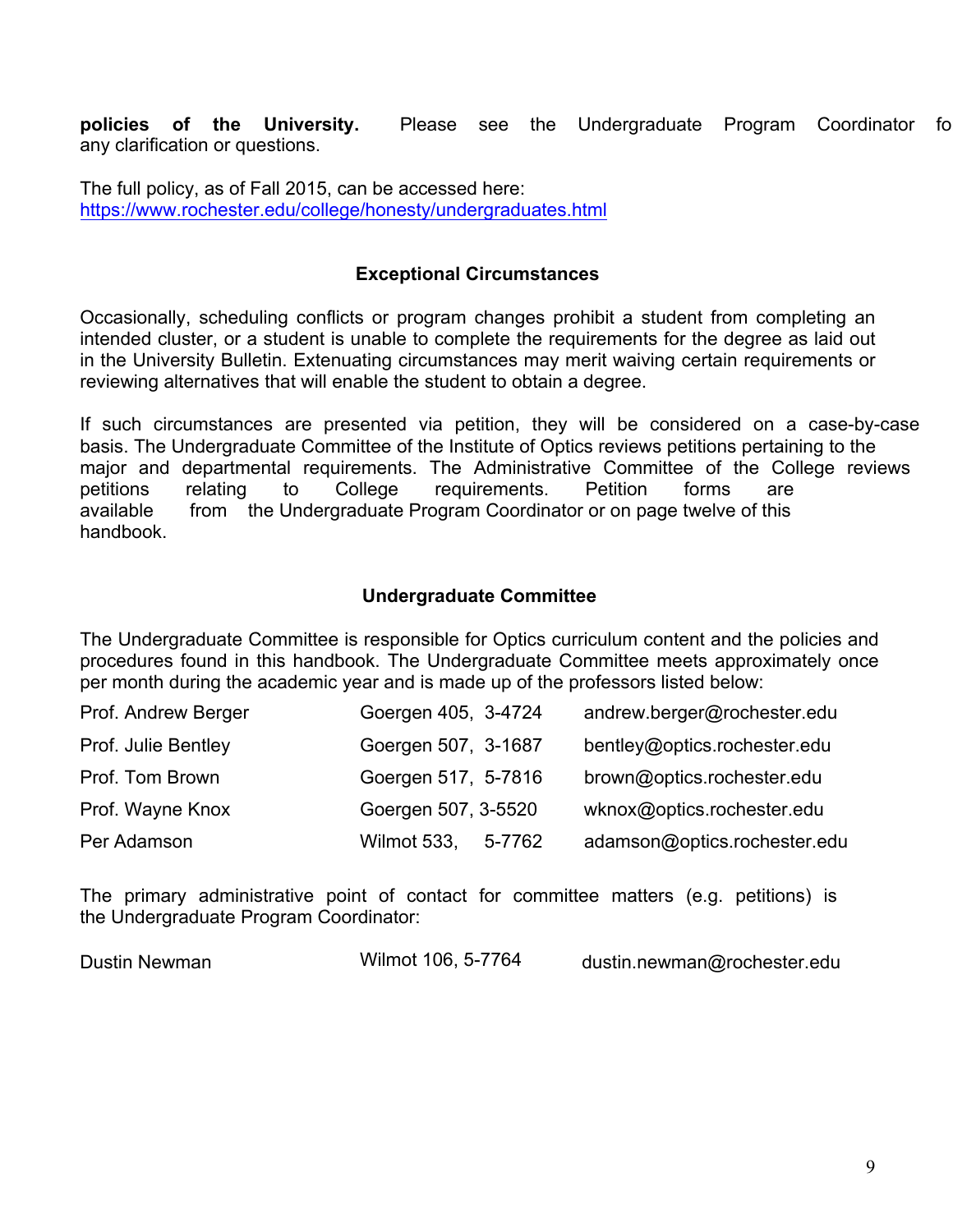**policies of the University.** Please see the Undergraduate Program Coordinator fo any clarification or questions.

The full policy, as of Fall 2015, can be accessed here:
https://www.rochester.edu/college/honesty/undergraduates.html

### Exceptional Circumstances

Occasionally, scheduling conflicts or program changes prohibit a student from completing an intended cluster, or a student is unable to complete the requirements for the degree as laid out in the University Bulletin. Extenuating circumstances may merit waiving certain requirements or reviewing alternatives that will enable the student to obtain a degree.

If such circumstances are presented via petition, they will be considered on a case-by-case basis. The Undergraduate Committee of the Institute of Optics reviews petitions pertaining to the major and departmental requirements. The Administrative Committee of the College reviews petitions relating to College requirements. Petition forms are available from the Undergraduate Program Coordinator or on page twelve of this handbook.

### Undergraduate Committee

The Undergraduate Committee is responsible for Optics curriculum content and the policies and procedures found in this handbook. The Undergraduate Committee meets approximately once per month during the academic year and is made up of the professors listed below:

| | | |
|---|---|---|
| Prof. Andrew Berger | Goergen 405, 3-4724 | andrew.berger@rochester.edu |
| Prof. Julie Bentley | Goergen 507, 3-1687 | bentley@optics.rochester.edu |
| Prof. Tom Brown | Goergen 517, 5-7816 | brown@optics.rochester.edu |
| Prof. Wayne Knox | Goergen 507, 3-5520 | wknox@optics.rochester.edu |
| Per Adamson | Wilmot 533, 5-7762 | adamson@optics.rochester.edu |

The primary administrative point of contact for committee matters (e.g. petitions) is the Undergraduate Program Coordinator:

| | | |
|---|---|---|
| Dustin Newman | Wilmot 106, 5-7764 | dustin.newman@rochester.edu |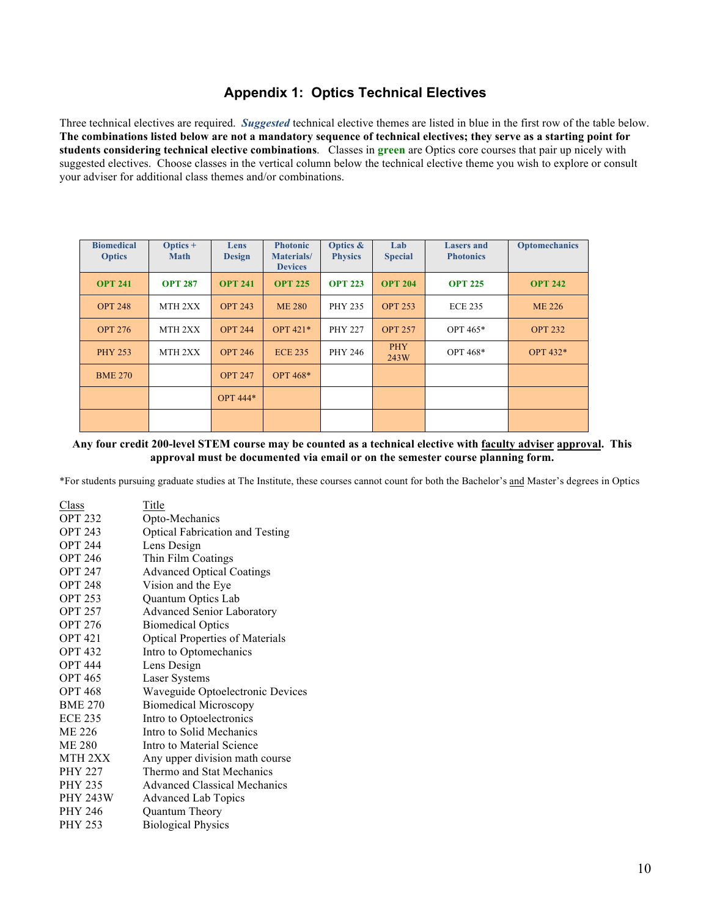## Appendix 1: Optics Technical Electives

Three technical electives are required. ***Suggested*** technical elective themes are listed in blue in the first row of the table below. **The combinations listed below are not a mandatory sequence of technical electives; they serve as a starting point for students considering technical elective combinations**. Classes in **green** are Optics core courses that pair up nicely with suggested electives. Choose classes in the vertical column below the technical elective theme you wish to explore or consult your adviser for additional class themes and/or combinations.

| Biomedical Optics | Optics + Math | Lens Design | Photonic Materials/ Devices | Optics & Physics | Lab Special | Lasers and Photonics | Optomechanics |
|---|---|---|---|---|---|---|---|
| **OPT 241** | **OPT 287** | **OPT 241** | **OPT 225** | **OPT 223** | **OPT 204** | **OPT 225** | **OPT 242** |
| OPT 248 | MTH 2XX | OPT 243 | ME 280 | PHY 235 | OPT 253 | ECE 235 | ME 226 |
| OPT 276 | MTH 2XX | OPT 244 | OPT 421* | PHY 227 | OPT 257 | OPT 465* | OPT 232 |
| PHY 253 | MTH 2XX | OPT 246 | ECE 235 | PHY 246 | PHY 243W | OPT 468* | OPT 432* |
| BME 270 | | OPT 247 | OPT 468* | | | | |
| | | OPT 444* | | | | | |
| | | | | | | | |

**Any four credit 200-level STEM course may be counted as a technical elective with faculty adviser approval. This approval must be documented via email or on the semester course planning form.**

*For students pursuing graduate studies at The Institute, these courses cannot count for both the Bachelor's and Master's degrees in Optics

| Class | Title |
|---|---|
| OPT 232 | Opto-Mechanics |
| OPT 243 | Optical Fabrication and Testing |
| OPT 244 | Lens Design |
| OPT 246 | Thin Film Coatings |
| OPT 247 | Advanced Optical Coatings |
| OPT 248 | Vision and the Eye |
| OPT 253 | Quantum Optics Lab |
| OPT 257 | Advanced Senior Laboratory |
| OPT 276 | Biomedical Optics |
| OPT 421 | Optical Properties of Materials |
| OPT 432 | Intro to Optomechanics |
| OPT 444 | Lens Design |
| OPT 465 | Laser Systems |
| OPT 468 | Waveguide Optoelectronic Devices |
| BME 270 | Biomedical Microscopy |
| ECE 235 | Intro to Optoelectronics |
| ME 226 | Intro to Solid Mechanics |
| ME 280 | Intro to Material Science |
| MTH 2XX | Any upper division math course |
| PHY 227 | Thermo and Stat Mechanics |
| PHY 235 | Advanced Classical Mechanics |
| PHY 243W | Advanced Lab Topics |
| PHY 246 | Quantum Theory |
| PHY 253 | Biological Physics |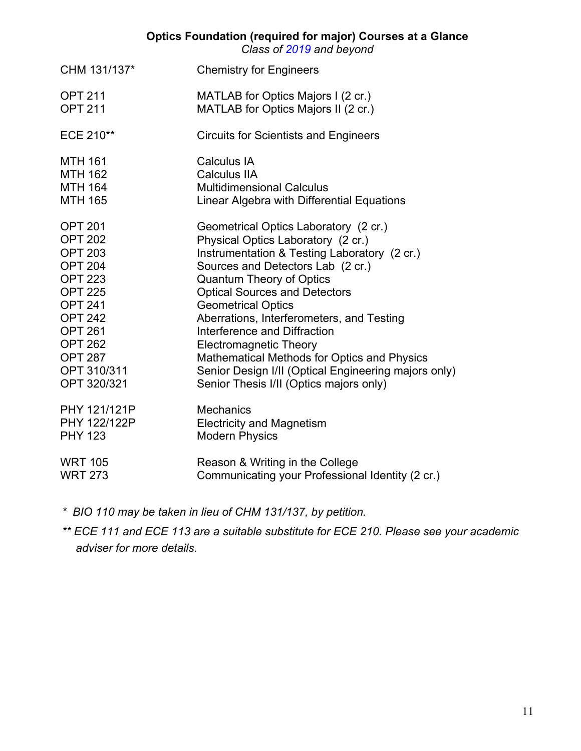## Optics Foundation (required for major) Courses at a Glance

*Class of 2019 and beyond*

| | |
|---|---|
| CHM 131/137* | Chemistry for Engineers |
| | |
| OPT 211 | MATLAB for Optics Majors I (2 cr.) |
| OPT 211 | MATLAB for Optics Majors II (2 cr.) |
| | |
| ECE 210** | Circuits for Scientists and Engineers |
| | |
| MTH 161 | Calculus IA |
| MTH 162 | Calculus IIA |
| MTH 164 | Multidimensional Calculus |
| MTH 165 | Linear Algebra with Differential Equations |
| | |
| OPT 201 | Geometrical Optics Laboratory (2 cr.) |
| OPT 202 | Physical Optics Laboratory (2 cr.) |
| OPT 203 | Instrumentation & Testing Laboratory (2 cr.) |
| OPT 204 | Sources and Detectors Lab (2 cr.) |
| OPT 223 | Quantum Theory of Optics |
| OPT 225 | Optical Sources and Detectors |
| OPT 241 | Geometrical Optics |
| OPT 242 | Aberrations, Interferometers, and Testing |
| OPT 261 | Interference and Diffraction |
| OPT 262 | Electromagnetic Theory |
| OPT 287 | Mathematical Methods for Optics and Physics |
| OPT 310/311 | Senior Design I/II (Optical Engineering majors only) |
| OPT 320/321 | Senior Thesis I/II (Optics majors only) |
| | |
| PHY 121/121P | Mechanics |
| PHY 122/122P | Electricity and Magnetism |
| PHY 123 | Modern Physics |
| | |
| WRT 105 | Reason & Writing in the College |
| WRT 273 | Communicating your Professional Identity (2 cr.) |

*\* BIO 110 may be taken in lieu of CHM 131/137, by petition.*

*\*\* ECE 111 and ECE 113 are a suitable substitute for ECE 210. Please see your academic adviser for more details.*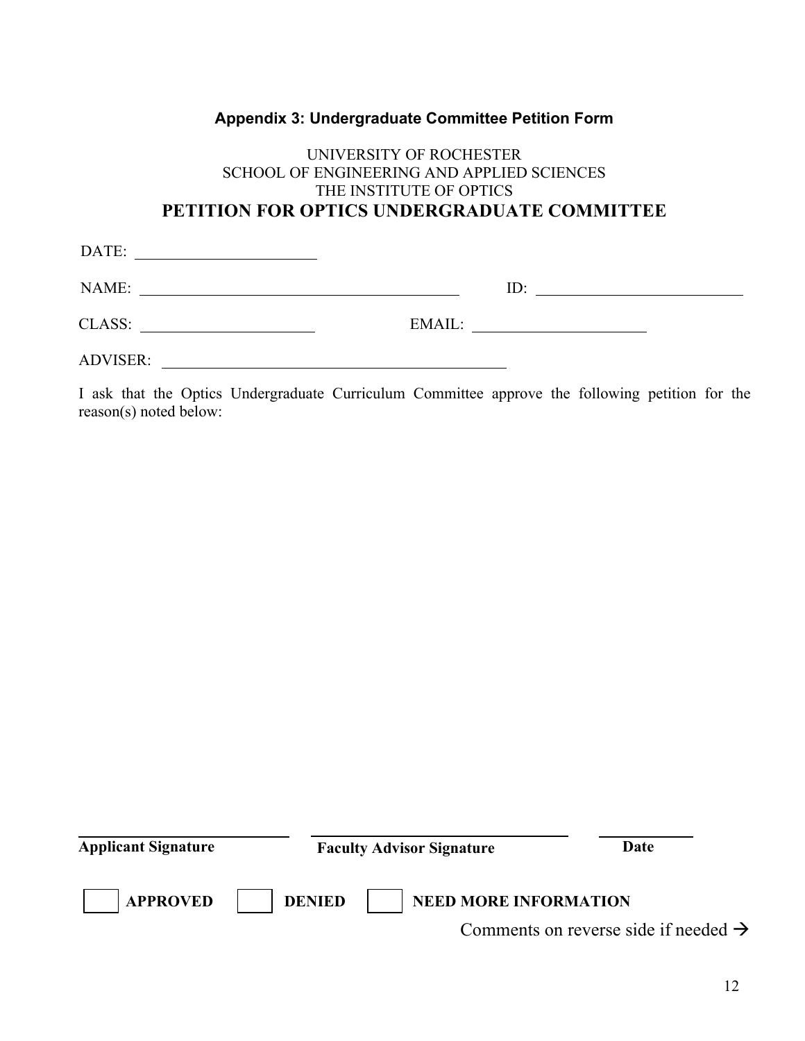### Appendix 3: Undergraduate Committee Petition Form

UNIVERSITY OF ROCHESTER
SCHOOL OF ENGINEERING AND APPLIED SCIENCES
THE INSTITUTE OF OPTICS

## PETITION FOR OPTICS UNDERGRADUATE COMMITTEE

DATE: ______________________

NAME: ________________________________________ ID: ________________________

CLASS: ______________________ EMAIL: ______________________

ADVISER: ________________________________________

I ask that the Optics Undergraduate Curriculum Committee approve the following petition for the reason(s) noted below:

________________________ ________________________ ____________

**Applicant Signature** **Faculty Advisor Signature** **Date**

☐ **APPROVED** ☐ **DENIED** ☐ **NEED MORE INFORMATION**

Comments on reverse side if needed →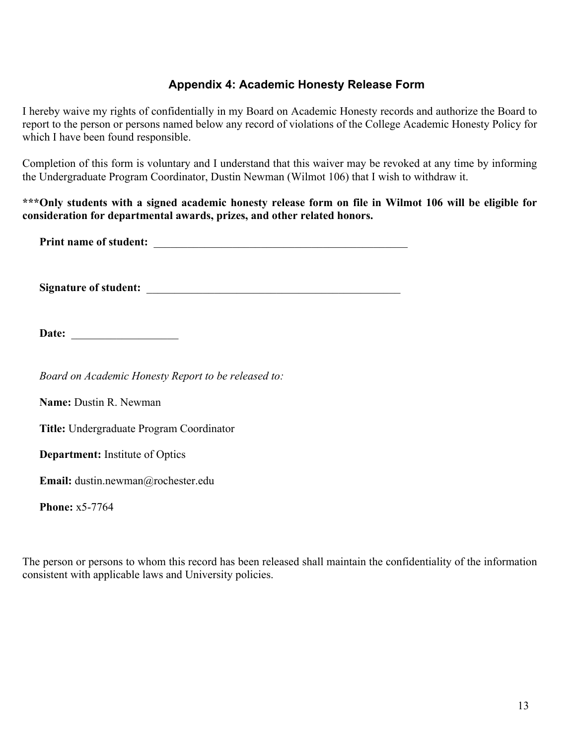## Appendix 4: Academic Honesty Release Form

I hereby waive my rights of confidentially in my Board on Academic Honesty records and authorize the Board to report to the person or persons named below any record of violations of the College Academic Honesty Policy for which I have been found responsible.

Completion of this form is voluntary and I understand that this waiver may be revoked at any time by informing the Undergraduate Program Coordinator, Dustin Newman (Wilmot 106) that I wish to withdraw it.

**\*\*\*Only students with a signed academic honesty release form on file in Wilmot 106 will be eligible for consideration for departmental awards, prizes, and other related honors.**

**Print name of student:** ________________________________________________

**Signature of student:** ______________________________________________

**Date:** ___________________

*Board on Academic Honesty Report to be released to:*

**Name:** Dustin R. Newman

**Title:** Undergraduate Program Coordinator

**Department:** Institute of Optics

**Email:** dustin.newman@rochester.edu

**Phone:** x5-7764

The person or persons to whom this record has been released shall maintain the confidentiality of the information consistent with applicable laws and University policies.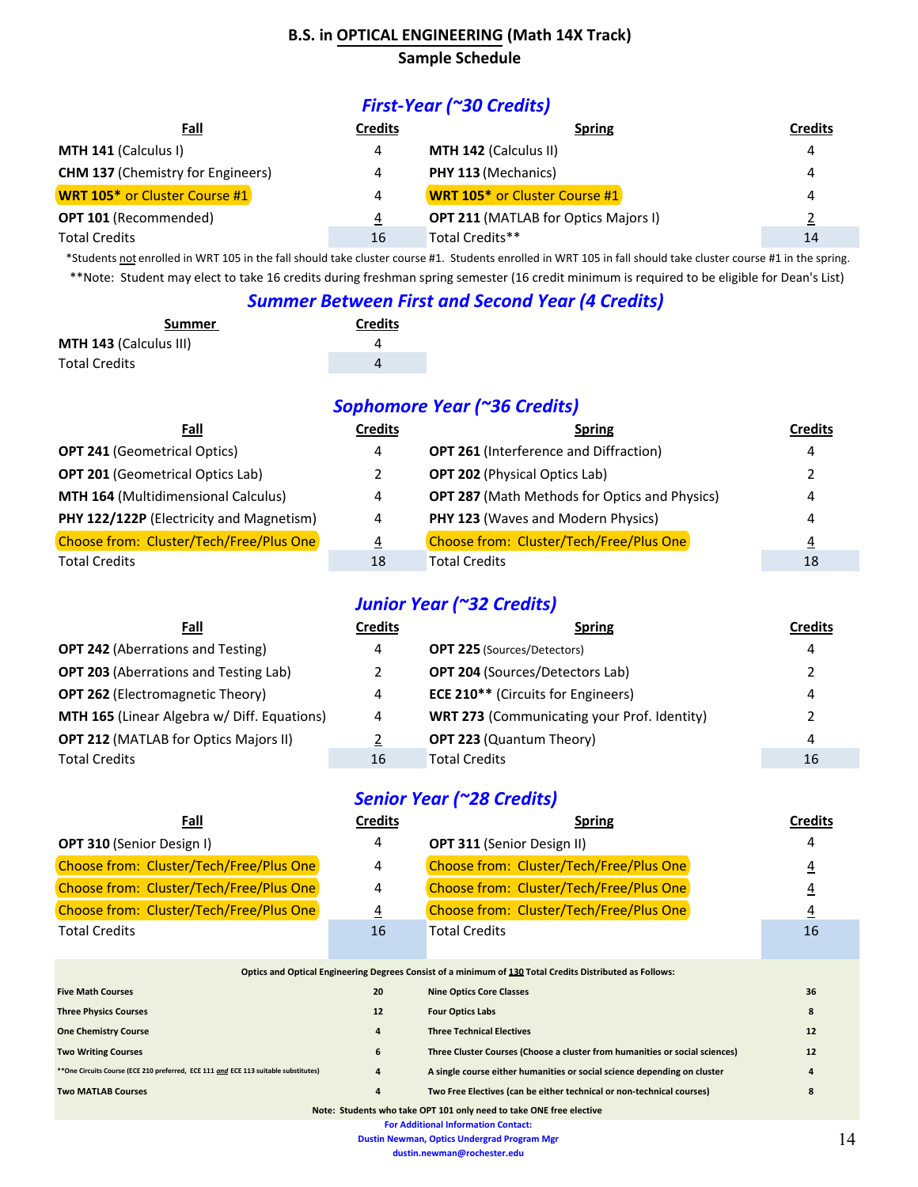# B.S. in OPTICAL ENGINEERING (Math 14X Track)
## Sample Schedule

### *First-Year (~30 Credits)*

| Fall | Credits | Spring | Credits |
|---|---|---|---|
| **MTH 141** (Calculus I) | 4 | **MTH 142** (Calculus II) | 4 |
| **CHM 137** (Chemistry for Engineers) | 4 | **PHY 113** (Mechanics) | 4 |
| **WRT 105*** or Cluster Course #1 | 4 | **WRT 105*** or Cluster Course #1 | 4 |
| **OPT 101** (Recommended) | 4 | **OPT 211** (MATLAB for Optics Majors I) | 2 |
| Total Credits | 16 | Total Credits** | 14 |

*Students not enrolled in WRT 105 in the fall should take cluster course #1. Students enrolled in WRT 105 in fall should take cluster course #1 in the spring.

**Note: Student may elect to take 16 credits during freshman spring semester (16 credit minimum is required to be eligible for Dean's List)

### *Summer Between First and Second Year (4 Credits)*

| Summer | Credits |
|---|---|
| **MTH 143** (Calculus III) | 4 |
| Total Credits | 4 |

### *Sophomore Year (~36 Credits)*

| Fall | Credits | Spring | Credits |
|---|---|---|---|
| **OPT 241** (Geometrical Optics) | 4 | **OPT 261** (Interference and Diffraction) | 4 |
| **OPT 201** (Geometrical Optics Lab) | 2 | **OPT 202** (Physical Optics Lab) | 2 |
| **MTH 164** (Multidimensional Calculus) | 4 | **OPT 287** (Math Methods for Optics and Physics) | 4 |
| **PHY 122/122P** (Electricity and Magnetism) | 4 | **PHY 123** (Waves and Modern Physics) | 4 |
| Choose from: Cluster/Tech/Free/Plus One | 4 | Choose from: Cluster/Tech/Free/Plus One | 4 |
| Total Credits | 18 | Total Credits | 18 |

### *Junior Year (~32 Credits)*

| Fall | Credits | Spring | Credits |
|---|---|---|---|
| **OPT 242** (Aberrations and Testing) | 4 | **OPT 225** (Sources/Detectors) | 4 |
| **OPT 203** (Aberrations and Testing Lab) | 2 | **OPT 204** (Sources/Detectors Lab) | 2 |
| **OPT 262** (Electromagnetic Theory) | 4 | **ECE 210**** (Circuits for Engineers) | 4 |
| **MTH 165** (Linear Algebra w/ Diff. Equations) | 4 | **WRT 273** (Communicating your Prof. Identity) | 2 |
| **OPT 212** (MATLAB for Optics Majors II) | 2 | **OPT 223** (Quantum Theory) | 4 |
| Total Credits | 16 | Total Credits | 16 |

### *Senior Year (~28 Credits)*

| Fall | Credits | Spring | Credits |
|---|---|---|---|
| **OPT 310** (Senior Design I) | 4 | **OPT 311** (Senior Design II) | 4 |
| Choose from: Cluster/Tech/Free/Plus One | 4 | Choose from: Cluster/Tech/Free/Plus One | 4 |
| Choose from: Cluster/Tech/Free/Plus One | 4 | Choose from: Cluster/Tech/Free/Plus One | 4 |
| Choose from: Cluster/Tech/Free/Plus One | 4 | Choose from: Cluster/Tech/Free/Plus One | 4 |
| Total Credits | 16 | Total Credits | 16 |

**Optics and Optical Engineering Degrees Consist of a minimum of 130 Total Credits Distributed as Follows:**

| | | | |
|---|---|---|---|
| **Five Math Courses** | 20 | **Nine Optics Core Classes** | 36 |
| **Three Physics Courses** | 12 | **Four Optics Labs** | 8 |
| **One Chemistry Course** | 4 | **Three Technical Electives** | 12 |
| **Two Writing Courses** | 6 | **Three Cluster Courses (Choose a cluster from humanities or social sciences)** | 12 |
| **One Circuits Course (ECE 210 preferred, ECE 111 *and* ECE 113 suitable substitutes) | 4 | **A single course either humanities or social science depending on cluster** | 4 |
| **Two MATLAB Courses** | 4 | **Two Free Electives (can be either technical or non-technical courses)** | 8 |

**Note: Students who take OPT 101 only need to take ONE free elective**

**For Additional Information Contact:**
**Dustin Newman, Optics Undergrad Program Mgr**
**dustin.newman@rochester.edu**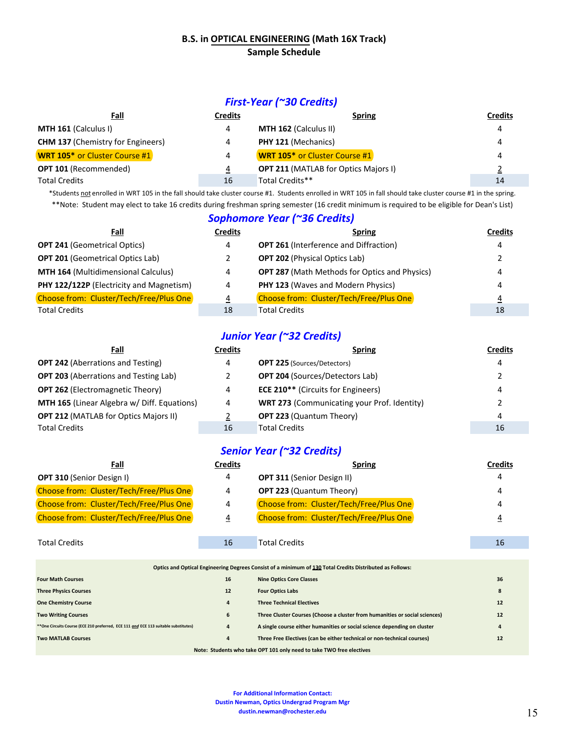## B.S. in OPTICAL ENGINEERING (Math 16X Track)

### Sample Schedule

### *First-Year (~30 Credits)*

| Fall | Credits | Spring | Credits |
|---|---|---|---|
| **MTH 161** (Calculus I) | 4 | **MTH 162** (Calculus II) | 4 |
| **CHM 137** (Chemistry for Engineers) | 4 | **PHY 121** (Mechanics) | 4 |
| **WRT 105*** or Cluster Course #1 | 4 | **WRT 105*** or Cluster Course #1 | 4 |
| **OPT 101** (Recommended) | 4 | **OPT 211** (MATLAB for Optics Majors I) | 2 |
| Total Credits | 16 | Total Credits** | 14 |

*Students not enrolled in WRT 105 in the fall should take cluster course #1. Students enrolled in WRT 105 in fall should take cluster course #1 in the spring.

**Note: Student may elect to take 16 credits during freshman spring semester (16 credit minimum is required to be eligible for Dean's List)

### *Sophomore Year (~36 Credits)*

| Fall | Credits | Spring | Credits |
|---|---|---|---|
| **OPT 241** (Geometrical Optics) | 4 | **OPT 261** (Interference and Diffraction) | 4 |
| **OPT 201** (Geometrical Optics Lab) | 2 | **OPT 202** (Physical Optics Lab) | 2 |
| **MTH 164** (Multidimensional Calculus) | 4 | **OPT 287** (Math Methods for Optics and Physics) | 4 |
| **PHY 122/122P** (Electricity and Magnetism) | 4 | **PHY 123** (Waves and Modern Physics) | 4 |
| Choose from: Cluster/Tech/Free/Plus One | 4 | Choose from: Cluster/Tech/Free/Plus One | 4 |
| Total Credits | 18 | Total Credits | 18 |

### *Junior Year (~32 Credits)*

| Fall | Credits | Spring | Credits |
|---|---|---|---|
| **OPT 242** (Aberrations and Testing) | 4 | **OPT 225** (Sources/Detectors) | 4 |
| **OPT 203** (Aberrations and Testing Lab) | 2 | **OPT 204** (Sources/Detectors Lab) | 2 |
| **OPT 262** (Electromagnetic Theory) | 4 | **ECE 210**** (Circuits for Engineers) | 4 |
| **MTH 165** (Linear Algebra w/ Diff. Equations) | 4 | **WRT 273** (Communicating your Prof. Identity) | 2 |
| **OPT 212** (MATLAB for Optics Majors II) | 2 | **OPT 223** (Quantum Theory) | 4 |
| Total Credits | 16 | Total Credits | 16 |

### *Senior Year (~32 Credits)*

| Fall | Credits | Spring | Credits |
|---|---|---|---|
| **OPT 310** (Senior Design I) | 4 | **OPT 311** (Senior Design II) | 4 |
| Choose from: Cluster/Tech/Free/Plus One | 4 | **OPT 223** (Quantum Theory) | 4 |
| Choose from: Cluster/Tech/Free/Plus One | 4 | Choose from: Cluster/Tech/Free/Plus One | 4 |
| Choose from: Cluster/Tech/Free/Plus One | 4 | Choose from: Cluster/Tech/Free/Plus One | 4 |
| Total Credits | 16 | Total Credits | 16 |

**Optics and Optical Engineering Degrees Consist of a minimum of 130 Total Credits Distributed as Follows:**

| | | | |
|---|---|---|---|
| **Four Math Courses** | 16 | **Nine Optics Core Classes** | 36 |
| **Three Physics Courses** | 12 | **Four Optics Labs** | 8 |
| **One Chemistry Course** | 4 | **Three Technical Electives** | 12 |
| **Two Writing Courses** | 6 | **Three Cluster Courses (Choose a cluster from humanities or social sciences)** | 12 |
| **One Circuits Course (ECE 210 preferred, ECE 111 *and* ECE 113 suitable substitutes) | 4 | **A single course either humanities or social science depending on cluster** | 4 |
| **Two MATLAB Courses** | 4 | **Three Free Electives (can be either technical or non-technical courses)** | 12 |

**Note: Students who take OPT 101 only need to take TWO free electives**

**For Additional Information Contact:**
**Dustin Newman, Optics Undergrad Program Mgr**
**dustin.newman@rochester.edu**